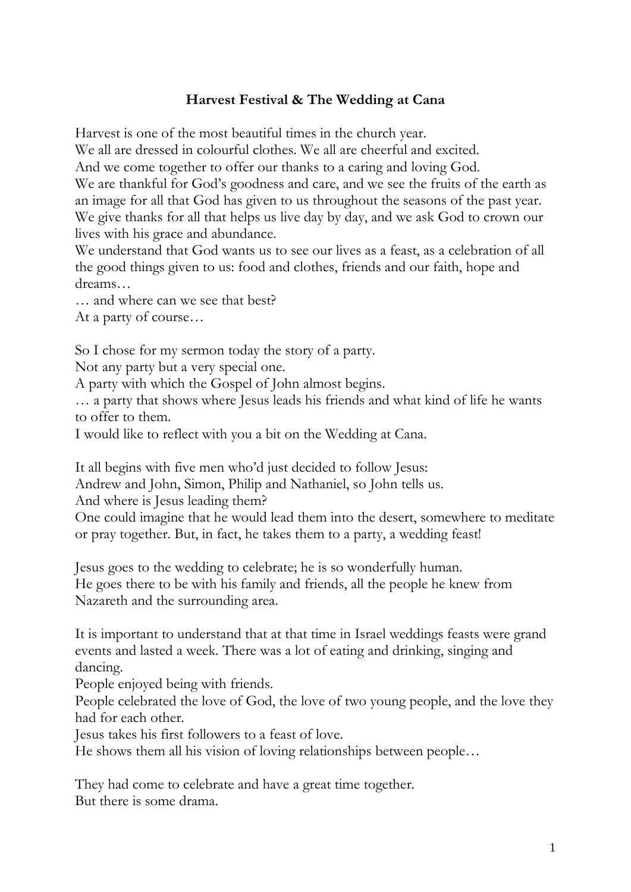**Harvest Festival & The Wedding at Cana**

Harvest is one of the most beautiful times in the church year.
We all are dressed in colourful clothes. We all are cheerful and excited.
And we come together to offer our thanks to a caring and loving God.
We are thankful for God's goodness and care, and we see the fruits of the earth as an image for all that God has given to us throughout the seasons of the past year.
We give thanks for all that helps us live day by day, and we ask God to crown our lives with his grace and abundance.
We understand that God wants us to see our lives as a feast, as a celebration of all the good things given to us: food and clothes, friends and our faith, hope and dreams…
… and where can we see that best?
At a party of course…

So I chose for my sermon today the story of a party.
Not any party but a very special one.
A party with which the Gospel of John almost begins.
… a party that shows where Jesus leads his friends and what kind of life he wants to offer to them.
I would like to reflect with you a bit on the Wedding at Cana.

It all begins with five men who'd just decided to follow Jesus:
Andrew and John, Simon, Philip and Nathaniel, so John tells us.
And where is Jesus leading them?
One could imagine that he would lead them into the desert, somewhere to meditate or pray together. But, in fact, he takes them to a party, a wedding feast!

Jesus goes to the wedding to celebrate; he is so wonderfully human.
He goes there to be with his family and friends, all the people he knew from Nazareth and the surrounding area.

It is important to understand that at that time in Israel weddings feasts were grand events and lasted a week. There was a lot of eating and drinking, singing and dancing.
People enjoyed being with friends.
People celebrated the love of God, the love of two young people, and the love they had for each other.
Jesus takes his first followers to a feast of love.
He shows them all his vision of loving relationships between people…

They had come to celebrate and have a great time together.
But there is some drama.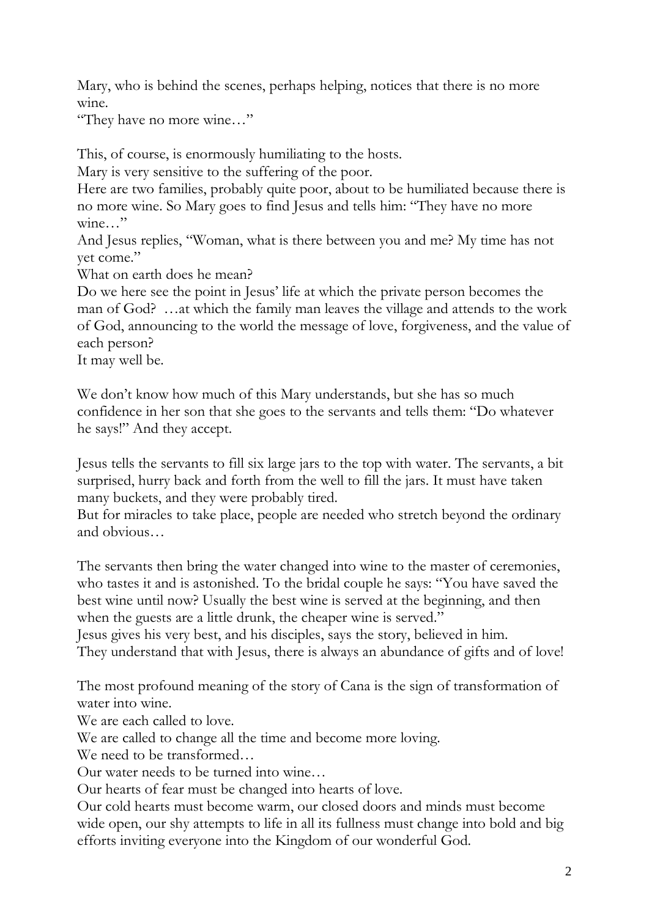Mary, who is behind the scenes, perhaps helping, notices that there is no more wine.
"They have no more wine…"

This, of course, is enormously humiliating to the hosts.
Mary is very sensitive to the suffering of the poor.
Here are two families, probably quite poor, about to be humiliated because there is no more wine. So Mary goes to find Jesus and tells him: "They have no more wine…"
And Jesus replies, "Woman, what is there between you and me? My time has not yet come."
What on earth does he mean?
Do we here see the point in Jesus' life at which the private person becomes the man of God? …at which the family man leaves the village and attends to the work of God, announcing to the world the message of love, forgiveness, and the value of each person?
It may well be.

We don't know how much of this Mary understands, but she has so much confidence in her son that she goes to the servants and tells them: "Do whatever he says!" And they accept.

Jesus tells the servants to fill six large jars to the top with water. The servants, a bit surprised, hurry back and forth from the well to fill the jars. It must have taken many buckets, and they were probably tired.
But for miracles to take place, people are needed who stretch beyond the ordinary and obvious…

The servants then bring the water changed into wine to the master of ceremonies, who tastes it and is astonished. To the bridal couple he says: "You have saved the best wine until now? Usually the best wine is served at the beginning, and then when the guests are a little drunk, the cheaper wine is served."
Jesus gives his very best, and his disciples, says the story, believed in him.
They understand that with Jesus, there is always an abundance of gifts and of love!

The most profound meaning of the story of Cana is the sign of transformation of water into wine.
We are each called to love.
We are called to change all the time and become more loving.
We need to be transformed…
Our water needs to be turned into wine…
Our hearts of fear must be changed into hearts of love.
Our cold hearts must become warm, our closed doors and minds must become wide open, our shy attempts to life in all its fullness must change into bold and big efforts inviting everyone into the Kingdom of our wonderful God.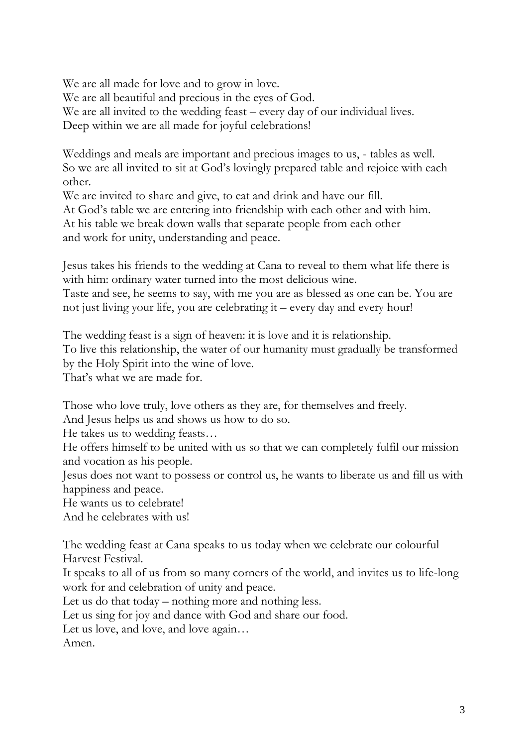We are all made for love and to grow in love.
We are all beautiful and precious in the eyes of God.
We are all invited to the wedding feast – every day of our individual lives.
Deep within we are all made for joyful celebrations!

Weddings and meals are important and precious images to us, - tables as well.
So we are all invited to sit at God's lovingly prepared table and rejoice with each other.
We are invited to share and give, to eat and drink and have our fill.
At God's table we are entering into friendship with each other and with him.
At his table we break down walls that separate people from each other
and work for unity, understanding and peace.

Jesus takes his friends to the wedding at Cana to reveal to them what life there is with him: ordinary water turned into the most delicious wine.
Taste and see, he seems to say, with me you are as blessed as one can be. You are not just living your life, you are celebrating it – every day and every hour!

The wedding feast is a sign of heaven: it is love and it is relationship.
To live this relationship, the water of our humanity must gradually be transformed by the Holy Spirit into the wine of love.
That's what we are made for.

Those who love truly, love others as they are, for themselves and freely.
And Jesus helps us and shows us how to do so.
He takes us to wedding feasts…
He offers himself to be united with us so that we can completely fulfil our mission and vocation as his people.
Jesus does not want to possess or control us, he wants to liberate us and fill us with happiness and peace.
He wants us to celebrate!
And he celebrates with us!

The wedding feast at Cana speaks to us today when we celebrate our colourful Harvest Festival.
It speaks to all of us from so many corners of the world, and invites us to life-long work for and celebration of unity and peace.
Let us do that today – nothing more and nothing less.
Let us sing for joy and dance with God and share our food.
Let us love, and love, and love again…
Amen.